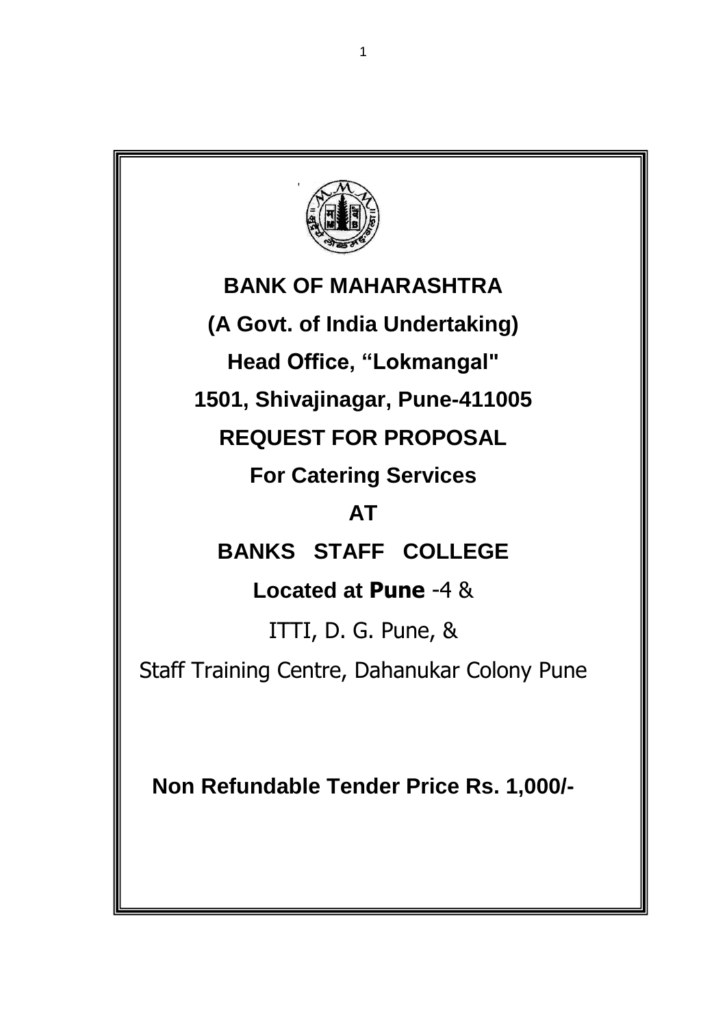# BANK OF MAHARASHTRA

**(A Govt. of India Undertaking)**

**Head Office, "Lokmangal"**

**1501, Shivajinagar, Pune-411005**

## REQUEST FOR PROPOSAL

**For Catering Services**

**AT**

**BANKS STAFF COLLEGE**

**Located at Pune** -4 &

ITTI, D. G. Pune, &

Staff Training Centre, Dahanukar Colony Pune

**Non Refundable Tender Price Rs. 1,000/-**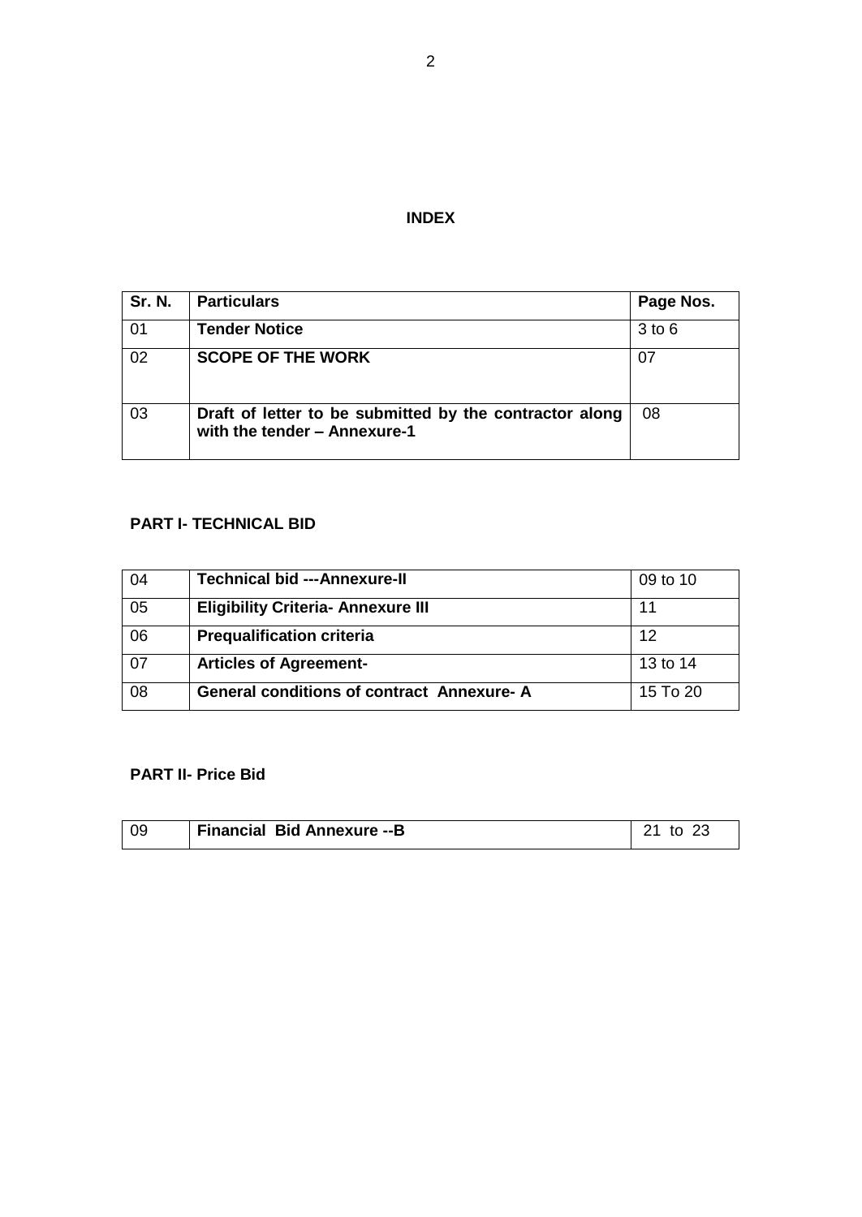# INDEX

| Sr. N. | Particulars | Page Nos. |
|---|---|---|
| 01 | **Tender Notice** | 3 to 6 |
| 02 | **SCOPE OF THE WORK** | 07 |
| 03 | **Draft of letter to be submitted by the contractor along with the tender – Annexure-1** | 08 |

## PART I- TECHNICAL BID

| | | |
|---|---|---|
| 04 | **Technical bid ---Annexure-II** | 09 to 10 |
| 05 | **Eligibility Criteria- Annexure III** | 11 |
| 06 | **Prequalification criteria** | 12 |
| 07 | **Articles of Agreement-** | 13 to 14 |
| 08 | **General conditions of contract Annexure- A** | 15 To 20 |

## PART II- Price Bid

| | | |
|---|---|---|
| 09 | **Financial Bid Annexure --B** | 21 to 23 |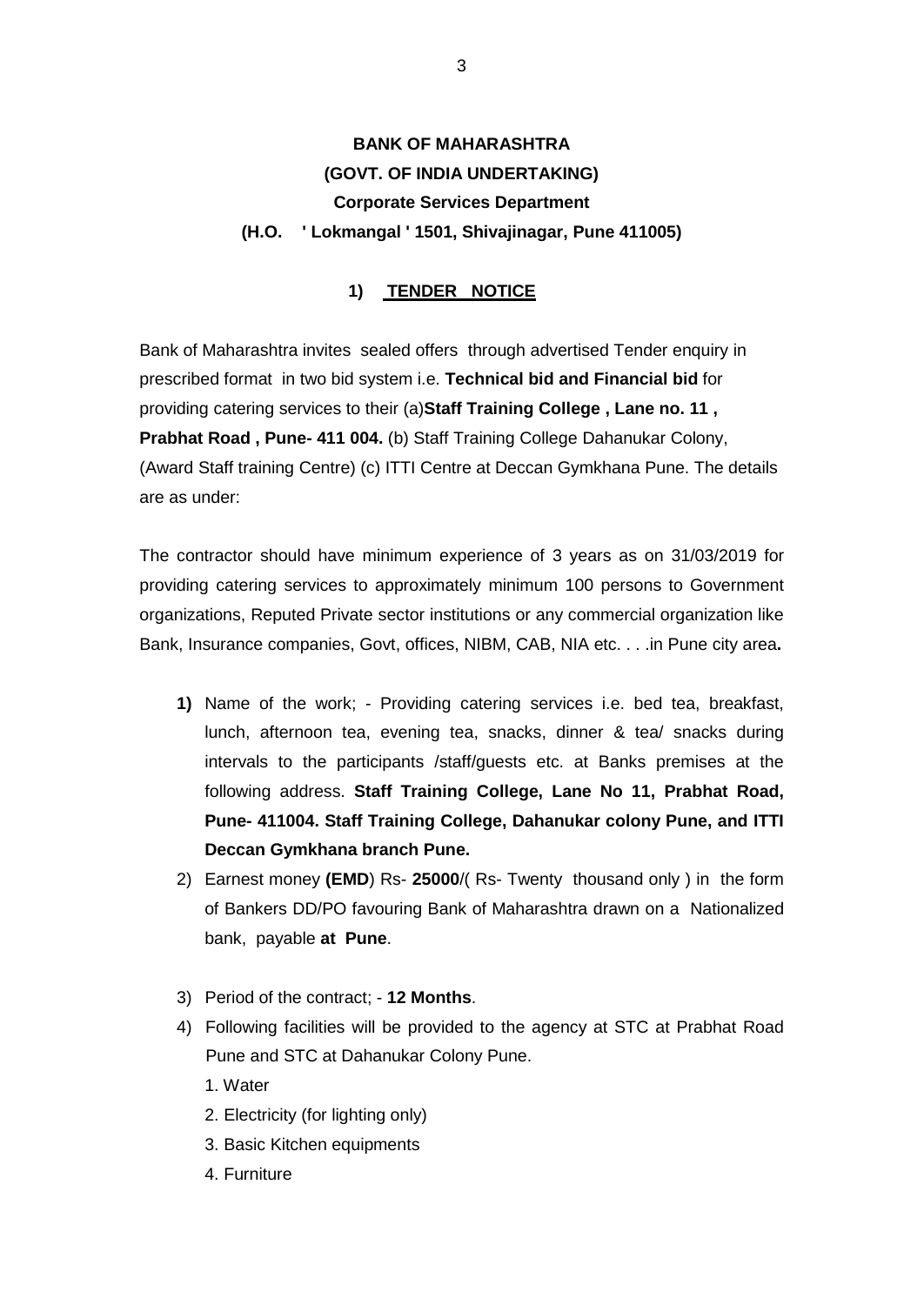**BANK OF MAHARASHTRA**

**(GOVT. OF INDIA UNDERTAKING)**

**Corporate Services Department**

**(H.O. ' Lokmangal ' 1501, Shivajinagar, Pune 411005)**

## 1) TENDER NOTICE

Bank of Maharashtra invites sealed offers through advertised Tender enquiry in prescribed format in two bid system i.e. **Technical bid and Financial bid** for providing catering services to their (a)**Staff Training College , Lane no. 11 , Prabhat Road , Pune- 411 004.** (b) Staff Training College Dahanukar Colony, (Award Staff training Centre) (c) ITTI Centre at Deccan Gymkhana Pune. The details are as under:

The contractor should have minimum experience of 3 years as on 31/03/2019 for providing catering services to approximately minimum 100 persons to Government organizations, Reputed Private sector institutions or any commercial organization like Bank, Insurance companies, Govt, offices, NIBM, CAB, NIA etc. . . .in Pune city area**.**

1) Name of the work; - Providing catering services i.e. bed tea, breakfast, lunch, afternoon tea, evening tea, snacks, dinner & tea/ snacks during intervals to the participants /staff/guests etc. at Banks premises at the following address. **Staff Training College, Lane No 11, Prabhat Road, Pune- 411004. Staff Training College, Dahanukar colony Pune, and ITTI Deccan Gymkhana branch Pune.**
2) Earnest money **(EMD**) Rs- **25000**/( Rs- Twenty thousand only ) in the form of Bankers DD/PO favouring Bank of Maharashtra drawn on a Nationalized bank, payable **at Pune**.
3) Period of the contract; - **12 Months**.
4) Following facilities will be provided to the agency at STC at Prabhat Road Pune and STC at Dahanukar Colony Pune.
   1. Water
   2. Electricity (for lighting only)
   3. Basic Kitchen equipments
   4. Furniture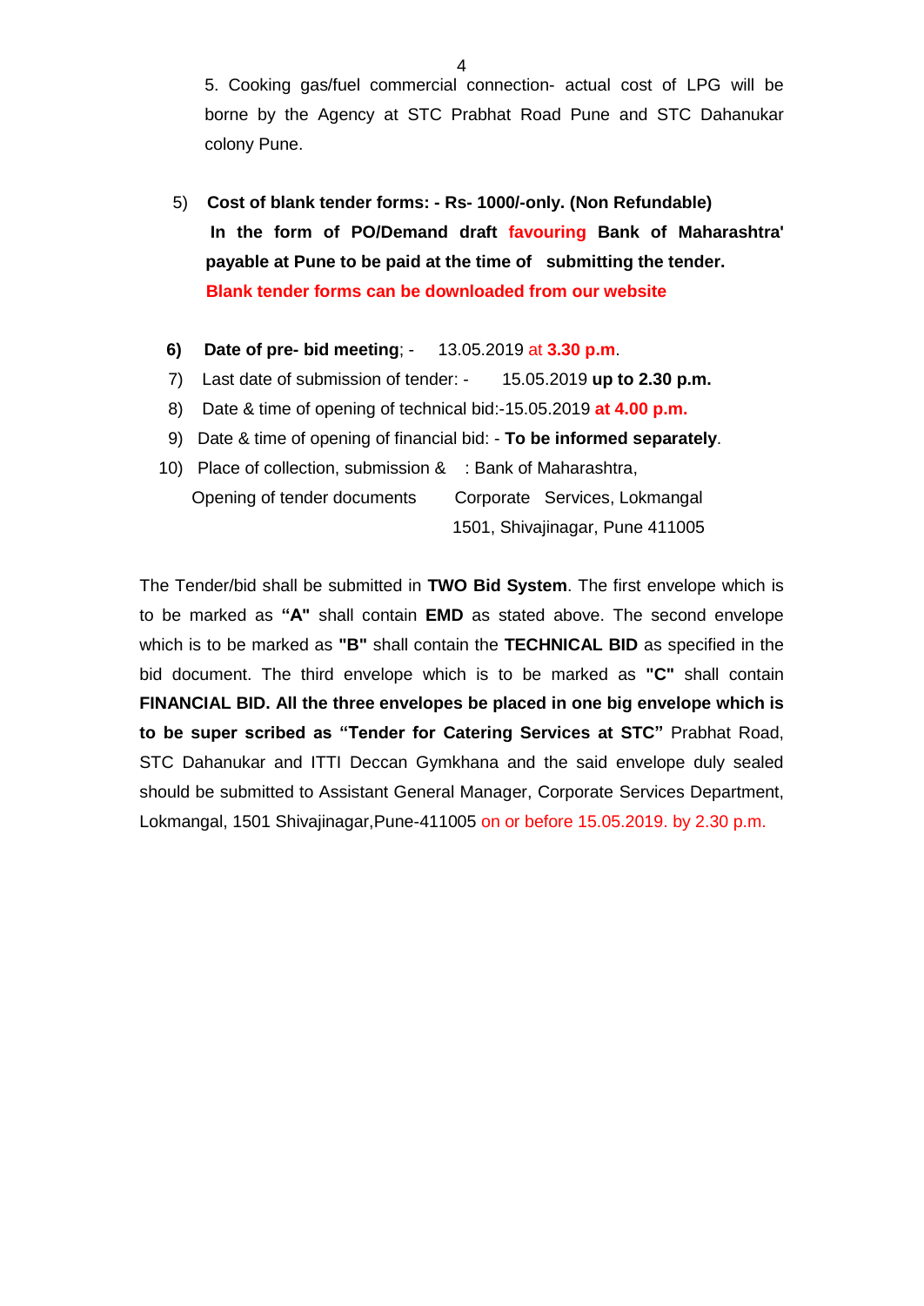5. Cooking gas/fuel commercial connection- actual cost of LPG will be borne by the Agency at STC Prabhat Road Pune and STC Dahanukar colony Pune.

5) **Cost of blank tender forms: - Rs- 1000/-only. (Non Refundable)**
**In the form of PO/Demand draft favouring Bank of Maharashtra' payable at Pune to be paid at the time of submitting the tender.**
**Blank tender forms can be downloaded from our website**

**6)** **Date of pre- bid meeting**; - 13.05.2019 at **3.30 p.m**.

7) Last date of submission of tender: - 15.05.2019 **up to 2.30 p.m.**

8) Date & time of opening of technical bid:-15.05.2019 **at 4.00 p.m.**

9) Date & time of opening of financial bid: - **To be informed separately**.

10) Place of collection, submission & Opening of tender documents : Bank of Maharashtra, Corporate Services, Lokmangal 1501, Shivajinagar, Pune 411005

The Tender/bid shall be submitted in **TWO Bid System**. The first envelope which is to be marked as **"A"** shall contain **EMD** as stated above. The second envelope which is to be marked as **"B"** shall contain the **TECHNICAL BID** as specified in the bid document. The third envelope which is to be marked as **"C"** shall contain **FINANCIAL BID. All the three envelopes be placed in one big envelope which is to be super scribed as "Tender for Catering Services at STC"** Prabhat Road, STC Dahanukar and ITTI Deccan Gymkhana and the said envelope duly sealed should be submitted to Assistant General Manager, Corporate Services Department, Lokmangal, 1501 Shivajinagar,Pune-411005 on or before 15.05.2019. by 2.30 p.m.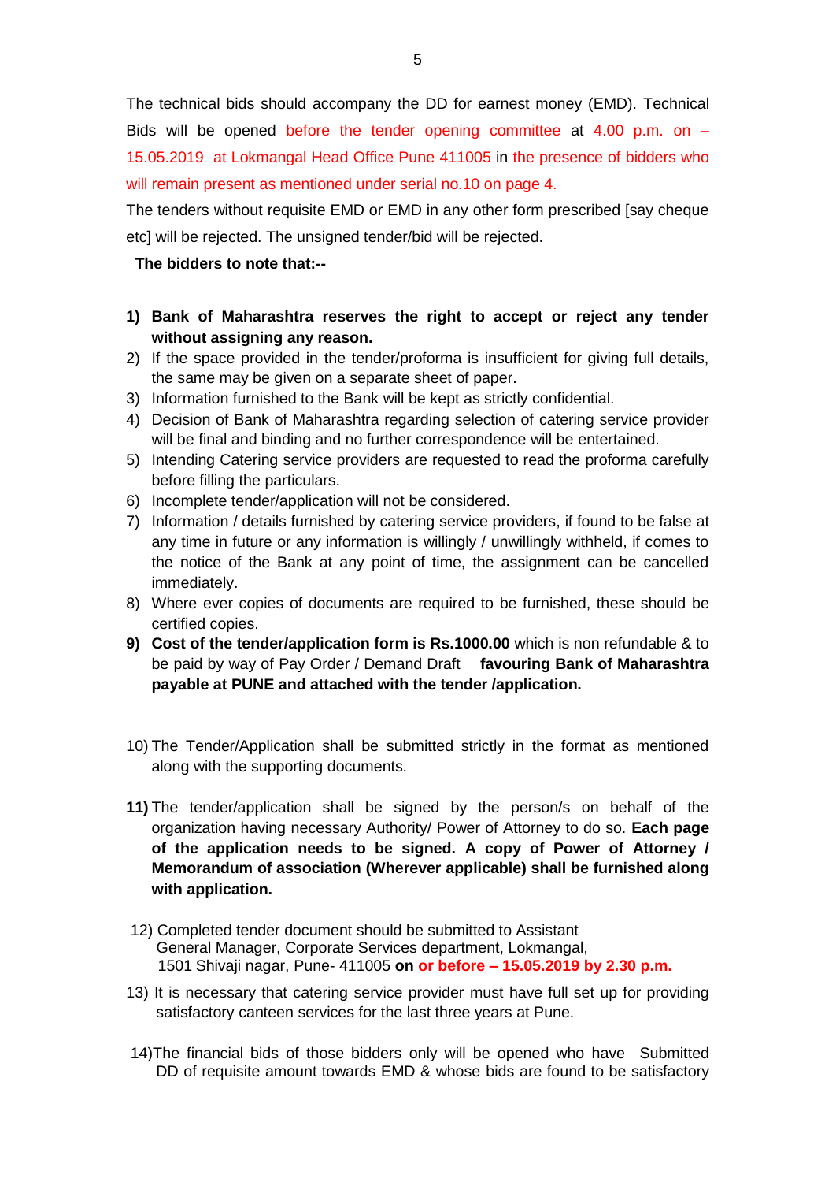The technical bids should accompany the DD for earnest money (EMD). Technical Bids will be opened before the tender opening committee at 4.00 p.m. on – 15.05.2019 at Lokmangal Head Office Pune 411005 in the presence of bidders who will remain present as mentioned under serial no.10 on page 4.

The tenders without requisite EMD or EMD in any other form prescribed [say cheque etc] will be rejected. The unsigned tender/bid will be rejected.

**The bidders to note that:--**

1) **Bank of Maharashtra reserves the right to accept or reject any tender without assigning any reason.**
2) If the space provided in the tender/proforma is insufficient for giving full details, the same may be given on a separate sheet of paper.
3) Information furnished to the Bank will be kept as strictly confidential.
4) Decision of Bank of Maharashtra regarding selection of catering service provider will be final and binding and no further correspondence will be entertained.
5) Intending Catering service providers are requested to read the proforma carefully before filling the particulars.
6) Incomplete tender/application will not be considered.
7) Information / details furnished by catering service providers, if found to be false at any time in future or any information is willingly / unwillingly withheld, if comes to the notice of the Bank at any point of time, the assignment can be cancelled immediately.
8) Where ever copies of documents are required to be furnished, these should be certified copies.
9) **Cost of the tender/application form is Rs.1000.00** which is non refundable & to be paid by way of Pay Order / Demand Draft **favouring Bank of Maharashtra payable at PUNE and attached with the tender /application.**
10) The Tender/Application shall be submitted strictly in the format as mentioned along with the supporting documents.
11) The tender/application shall be signed by the person/s on behalf of the organization having necessary Authority/ Power of Attorney to do so. **Each page of the application needs to be signed. A copy of Power of Attorney / Memorandum of association (Wherever applicable) shall be furnished along with application.**
12) Completed tender document should be submitted to Assistant General Manager, Corporate Services department, Lokmangal, 1501 Shivaji nagar, Pune- 411005 **on or before – 15.05.2019 by 2.30 p.m.**
13) It is necessary that catering service provider must have full set up for providing satisfactory canteen services for the last three years at Pune.
14) The financial bids of those bidders only will be opened who have Submitted DD of requisite amount towards EMD & whose bids are found to be satisfactory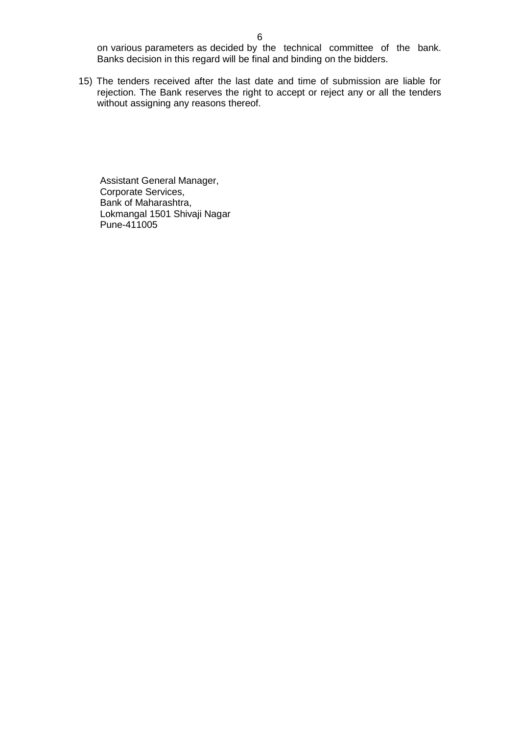on various parameters as decided by the technical committee of the bank. Banks decision in this regard will be final and binding on the bidders.

15) The tenders received after the last date and time of submission are liable for rejection. The Bank reserves the right to accept or reject any or all the tenders without assigning any reasons thereof.

Assistant General Manager,
Corporate Services,
Bank of Maharashtra,
Lokmangal 1501 Shivaji Nagar
Pune-411005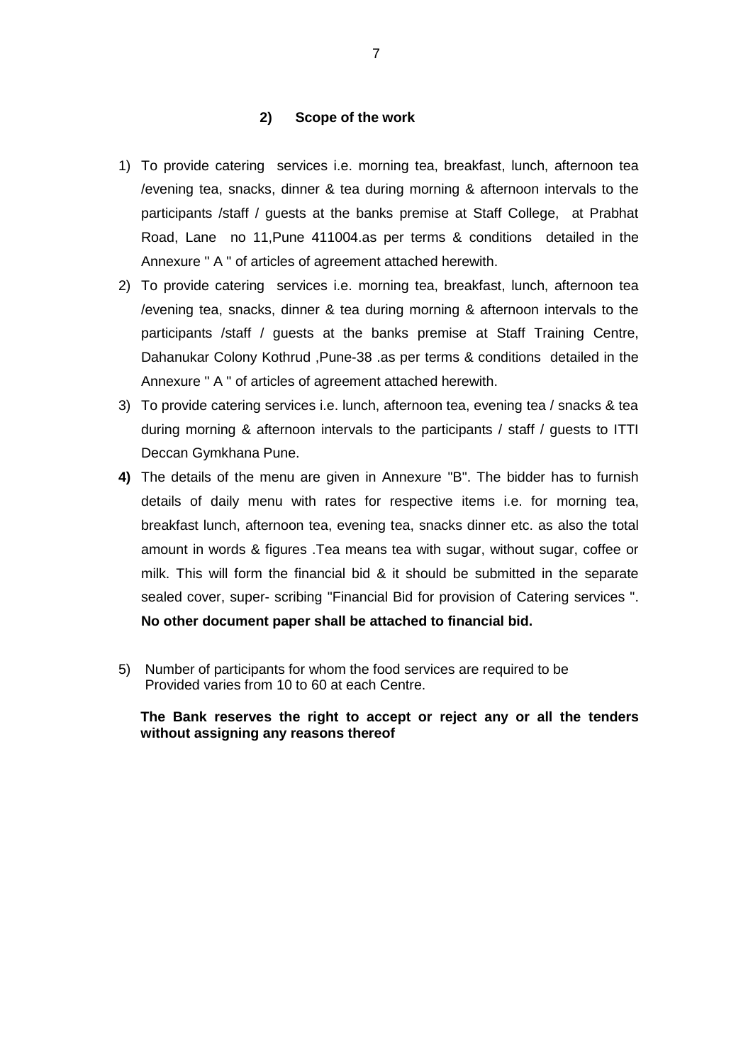## 2) Scope of the work

1) To provide catering services i.e. morning tea, breakfast, lunch, afternoon tea /evening tea, snacks, dinner & tea during morning & afternoon intervals to the participants /staff / guests at the banks premise at Staff College, at Prabhat Road, Lane no 11,Pune 411004.as per terms & conditions detailed in the Annexure " A " of articles of agreement attached herewith.
2) To provide catering services i.e. morning tea, breakfast, lunch, afternoon tea /evening tea, snacks, dinner & tea during morning & afternoon intervals to the participants /staff / guests at the banks premise at Staff Training Centre, Dahanukar Colony Kothrud ,Pune-38 .as per terms & conditions detailed in the Annexure " A " of articles of agreement attached herewith.
3) To provide catering services i.e. lunch, afternoon tea, evening tea / snacks & tea during morning & afternoon intervals to the participants / staff / guests to ITTI Deccan Gymkhana Pune.
4) The details of the menu are given in Annexure "B". The bidder has to furnish details of daily menu with rates for respective items i.e. for morning tea, breakfast lunch, afternoon tea, evening tea, snacks dinner etc. as also the total amount in words & figures .Tea means tea with sugar, without sugar, coffee or milk. This will form the financial bid & it should be submitted in the separate sealed cover, super- scribing "Financial Bid for provision of Catering services ". **No other document paper shall be attached to financial bid.**
5) Number of participants for whom the food services are required to be Provided varies from 10 to 60 at each Centre.

**The Bank reserves the right to accept or reject any or all the tenders without assigning any reasons thereof**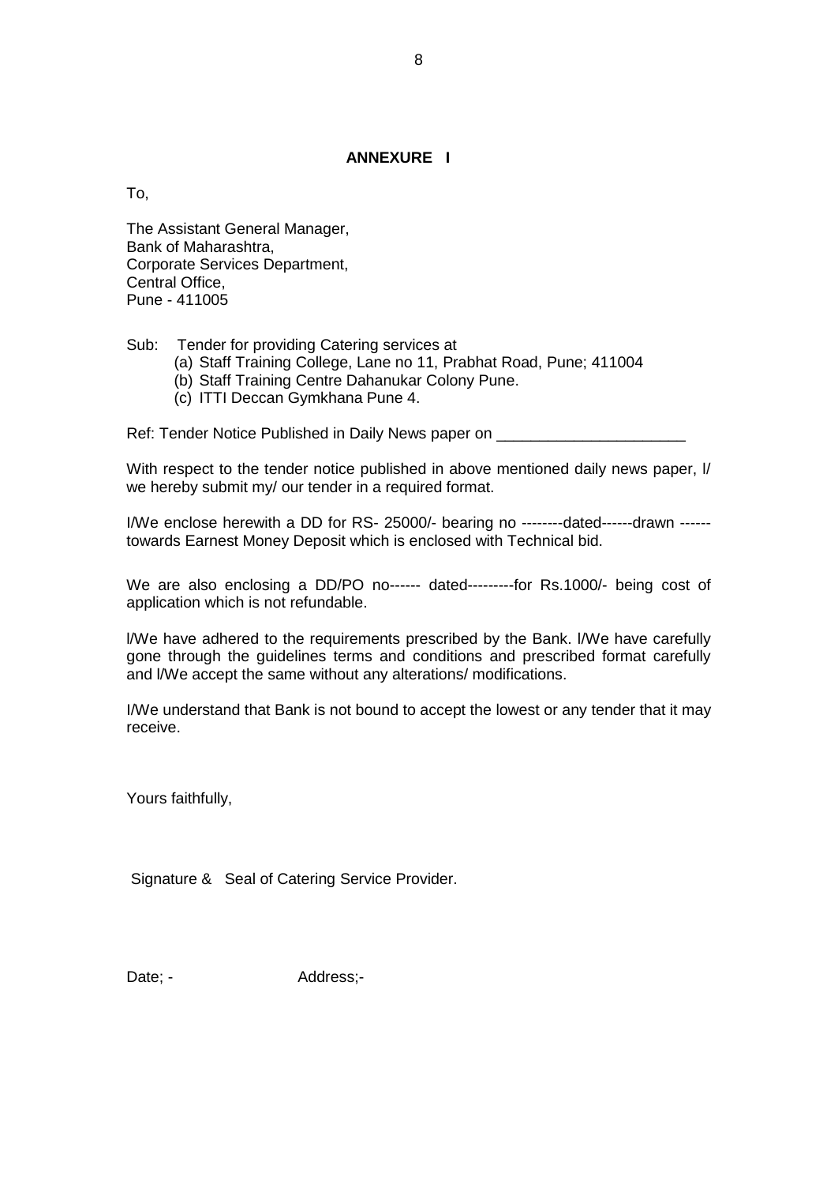## ANNEXURE I

To,

The Assistant General Manager,
Bank of Maharashtra,
Corporate Services Department,
Central Office,
Pune - 411005

Sub: Tender for providing Catering services at
(a) Staff Training College, Lane no 11, Prabhat Road, Pune; 411004
(b) Staff Training Centre Dahanukar Colony Pune.
(c) ITTI Deccan Gymkhana Pune 4.

Ref: Tender Notice Published in Daily News paper on ______________________

With respect to the tender notice published in above mentioned daily news paper, I/ we hereby submit my/ our tender in a required format.

I/We enclose herewith a DD for RS- 25000/- bearing no --------dated------drawn ------ towards Earnest Money Deposit which is enclosed with Technical bid.

We are also enclosing a DD/PO no------ dated---------for Rs.1000/- being cost of application which is not refundable.

I/We have adhered to the requirements prescribed by the Bank. I/We have carefully gone through the guidelines terms and conditions and prescribed format carefully and I/We accept the same without any alterations/ modifications.

I/We understand that Bank is not bound to accept the lowest or any tender that it may receive.

Yours faithfully,

Signature & Seal of Catering Service Provider.

Date; - Address;-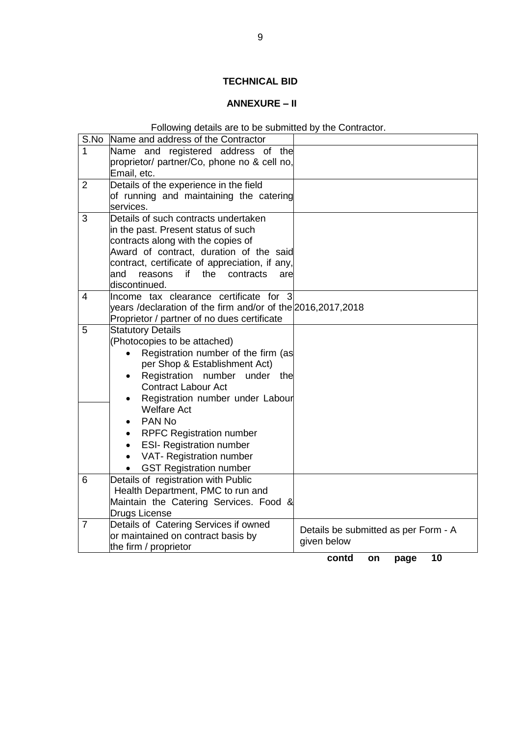**TECHNICAL BID**

**ANNEXURE – II**

Following details are to be submitted by the Contractor.

| S.No | Name and address of the Contractor | |
|---|---|---|
| 1 | Name and registered address of the proprietor/ partner/Co, phone no & cell no, Email, etc. | |
| 2 | Details of the experience in the field of running and maintaining the catering services. | |
| 3 | Details of such contracts undertaken in the past. Present status of such contracts along with the copies of Award of contract, duration of the said contract, certificate of appreciation, if any, and reasons if the contracts are discontinued. | |
| 4 | Income tax clearance certificate for 3 years /declaration of the firm and/or of the Proprietor / partner of no dues certificate | 2016,2017,2018 |
| 5 | Statutory Details (Photocopies to be attached) • Registration number of the firm (as per Shop & Establishment Act) • Registration number under the Contract Labour Act • Registration number under Labour Welfare Act • PAN No • RPFC Registration number • ESI- Registration number • VAT- Registration number • GST Registration number | |
| 6 | Details of registration with Public Health Department, PMC to run and Maintain the Catering Services. Food & Drugs License | |
| 7 | Details of Catering Services if owned or maintained on contract basis by the firm / proprietor | Details be submitted as per Form - A given below |

**contd on page 10**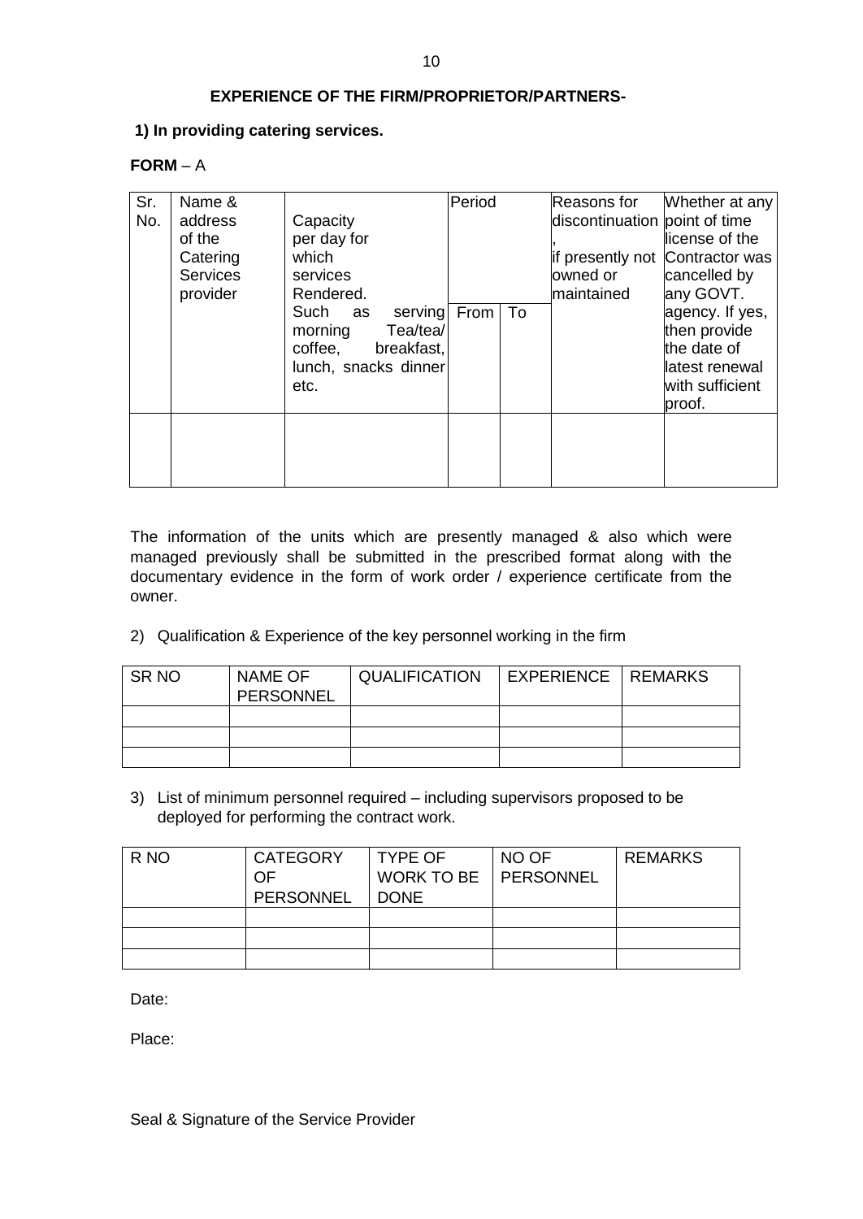## EXPERIENCE OF THE FIRM/PROPRIETOR/PARTNERS-

**1) In providing catering services.**

**FORM** – A

| Sr. No. | Name & address of the Catering Services provider | Capacity per day for which services Rendered. Such as serving morning Tea/tea/ coffee, breakfast, lunch, snacks dinner etc. | Period | | Reasons for discontinuation, if presently not owned or maintained | Whether at any point of time license of the Contractor was cancelled by any GOVT. agency. If yes, then provide the date of latest renewal with sufficient proof. |
|---|---|---|---|---|---|---|
| | | | From | To | | |
| | | | | | | |

The information of the units which are presently managed & also which were managed previously shall be submitted in the prescribed format along with the documentary evidence in the form of work order / experience certificate from the owner.

2) Qualification & Experience of the key personnel working in the firm

| SR NO | NAME OF PERSONNEL | QUALIFICATION | EXPERIENCE | REMARKS |
|---|---|---|---|---|
| | | | | |
| | | | | |
| | | | | |

3) List of minimum personnel required – including supervisors proposed to be deployed for performing the contract work.

| R NO | CATEGORY OF PERSONNEL | TYPE OF WORK TO BE DONE | NO OF PERSONNEL | REMARKS |
|---|---|---|---|---|
| | | | | |
| | | | | |
| | | | | |

Date:

Place:

Seal & Signature of the Service Provider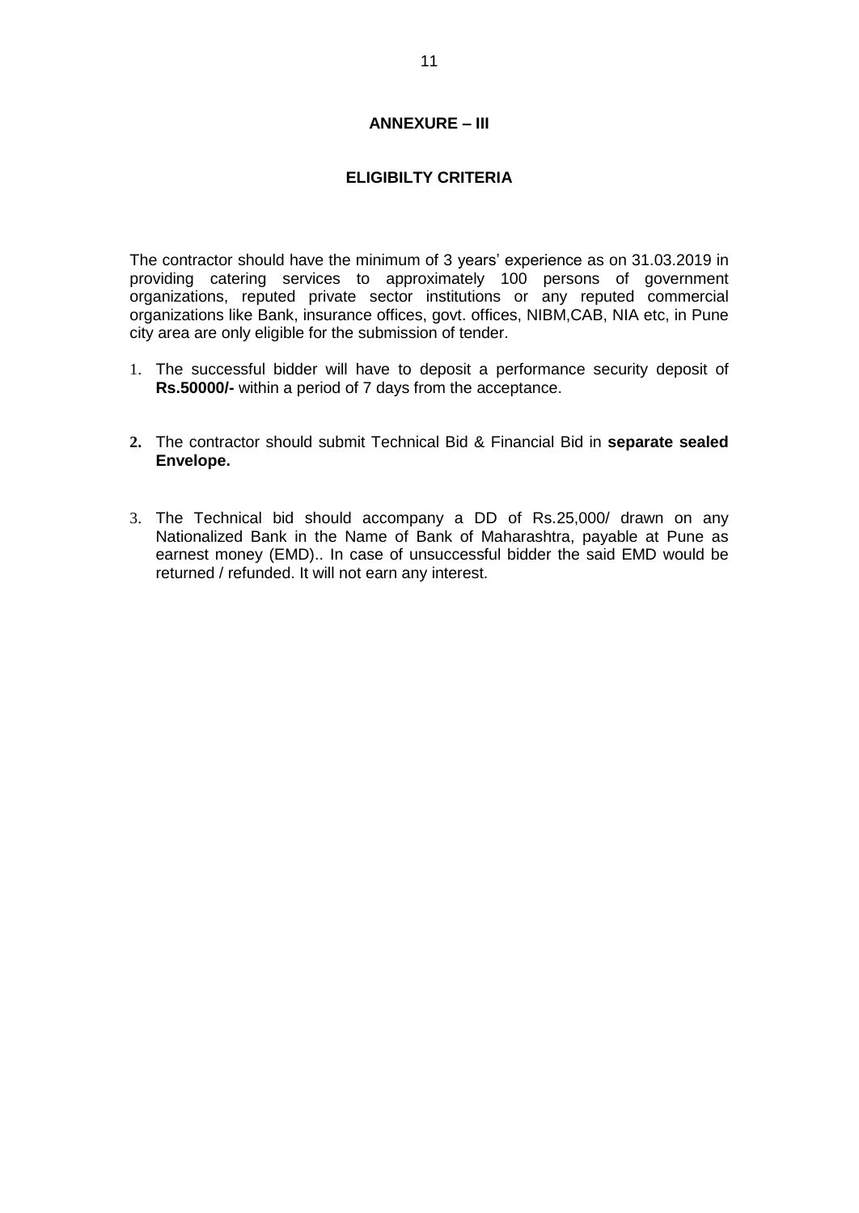## ANNEXURE – III

## ELIGIBILTY CRITERIA

The contractor should have the minimum of 3 years' experience as on 31.03.2019 in providing catering services to approximately 100 persons of government organizations, reputed private sector institutions or any reputed commercial organizations like Bank, insurance offices, govt. offices, NIBM,CAB, NIA etc, in Pune city area are only eligible for the submission of tender.

1. The successful bidder will have to deposit a performance security deposit of **Rs.50000/-** within a period of 7 days from the acceptance.

2. The contractor should submit Technical Bid & Financial Bid in **separate sealed Envelope.**

3. The Technical bid should accompany a DD of Rs.25,000/ drawn on any Nationalized Bank in the Name of Bank of Maharashtra, payable at Pune as earnest money (EMD).. In case of unsuccessful bidder the said EMD would be returned / refunded. It will not earn any interest.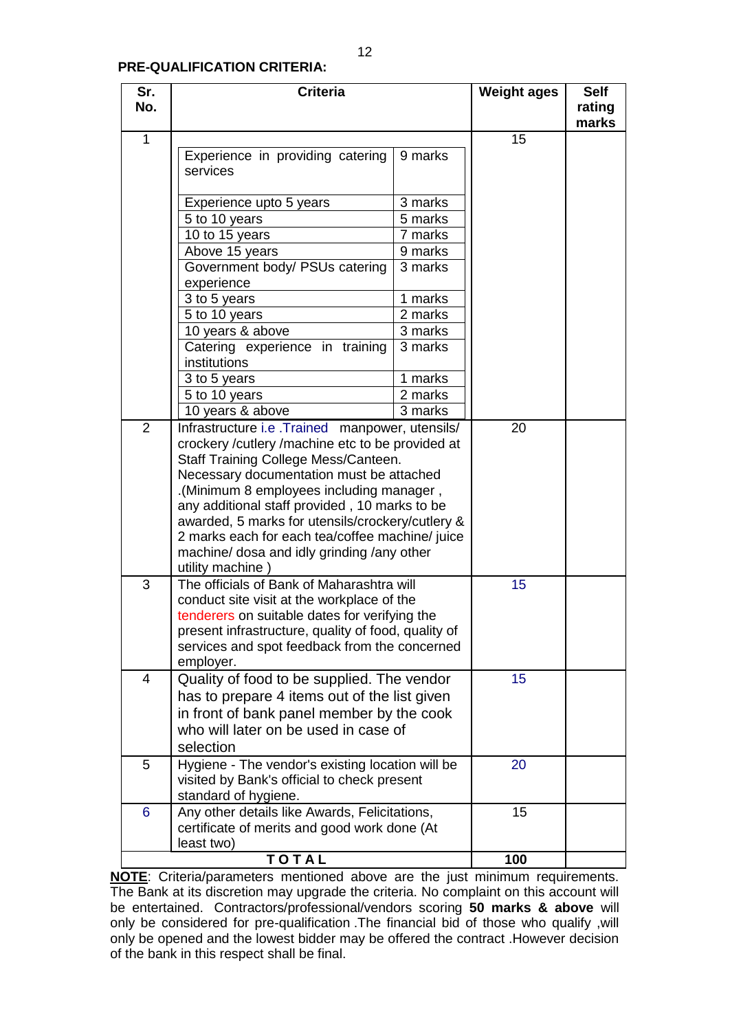**PRE-QUALIFICATION CRITERIA:**

| Sr. No. | Criteria | | Weight ages | Self rating marks |
|---|---|---|---|---|
| 1 | Experience in providing catering services | 9 marks | 15 | |
| | Experience upto 5 years | 3 marks | | |
| | 5 to 10 years | 5 marks | | |
| | 10 to 15 years | 7 marks | | |
| | Above 15 years | 9 marks | | |
| | Government body/ PSUs catering experience | 3 marks | | |
| | 3 to 5 years | 1 marks | | |
| | 5 to 10 years | 2 marks | | |
| | 10 years & above | 3 marks | | |
| | Catering experience in training institutions | 3 marks | | |
| | 3 to 5 years | 1 marks | | |
| | 5 to 10 years | 2 marks | | |
| | 10 years & above | 3 marks | | |
| 2 | Infrastructure i.e .Trained manpower, utensils/ crockery /cutlery /machine etc to be provided at Staff Training College Mess/Canteen. Necessary documentation must be attached .(Minimum 8 employees including manager , any additional staff provided , 10 marks to be awarded, 5 marks for utensils/crockery/cutlery & 2 marks each for each tea/coffee machine/ juice machine/ dosa and idly grinding /any other utility machine ) | | 20 | |
| 3 | The officials of Bank of Maharashtra will conduct site visit at the workplace of the tenderers on suitable dates for verifying the present infrastructure, quality of food, quality of services and spot feedback from the concerned employer. | | 15 | |
| 4 | Quality of food to be supplied. The vendor has to prepare 4 items out of the list given in front of bank panel member by the cook who will later on be used in case of selection | | 15 | |
| 5 | Hygiene - The vendor's existing location will be visited by Bank's official to check present standard of hygiene. | | 20 | |
| 6 | Any other details like Awards, Felicitations, certificate of merits and good work done (At least two) | | 15 | |
| **TOTAL** | | | **100** | |

**NOTE**: Criteria/parameters mentioned above are the just minimum requirements. The Bank at its discretion may upgrade the criteria. No complaint on this account will be entertained. Contractors/professional/vendors scoring **50 marks & above** will only be considered for pre-qualification .The financial bid of those who qualify ,will only be opened and the lowest bidder may be offered the contract .However decision of the bank in this respect shall be final.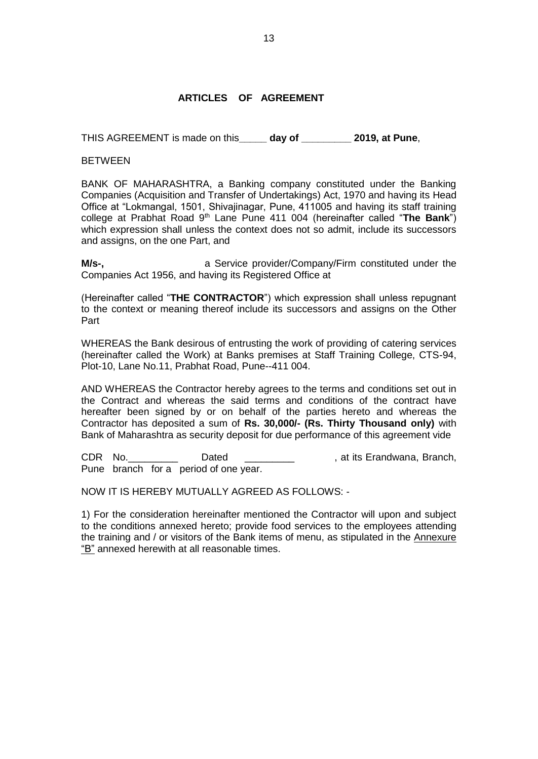## ARTICLES OF AGREEMENT

THIS AGREEMENT is made on this_____ **day of _________ 2019, at Pune**,

BETWEEN

BANK OF MAHARASHTRA, a Banking company constituted under the Banking Companies (Acquisition and Transfer of Undertakings) Act, 1970 and having its Head Office at "Lokmangal, 1501, Shivajinagar, Pune, 411005 and having its staff training college at Prabhat Road 9th Lane Pune 411 004 (hereinafter called "**The Bank**") which expression shall unless the context does not so admit, include its successors and assigns, on the one Part, and

**M/s-,** a Service provider/Company/Firm constituted under the Companies Act 1956, and having its Registered Office at

(Hereinafter called "**THE CONTRACTOR**") which expression shall unless repugnant to the context or meaning thereof include its successors and assigns on the Other Part

WHEREAS the Bank desirous of entrusting the work of providing of catering services (hereinafter called the Work) at Banks premises at Staff Training College, CTS-94, Plot-10, Lane No.11, Prabhat Road, Pune--411 004.

AND WHEREAS the Contractor hereby agrees to the terms and conditions set out in the Contract and whereas the said terms and conditions of the contract have hereafter been signed by or on behalf of the parties hereto and whereas the Contractor has deposited a sum of **Rs. 30,000/- (Rs. Thirty Thousand only)** with Bank of Maharashtra as security deposit for due performance of this agreement vide

CDR No._________ Dated _________ , at its Erandwana, Branch, Pune branch for a period of one year.

NOW IT IS HEREBY MUTUALLY AGREED AS FOLLOWS: -

1) For the consideration hereinafter mentioned the Contractor will upon and subject to the conditions annexed hereto; provide food services to the employees attending the training and / or visitors of the Bank items of menu, as stipulated in the Annexure "B" annexed herewith at all reasonable times.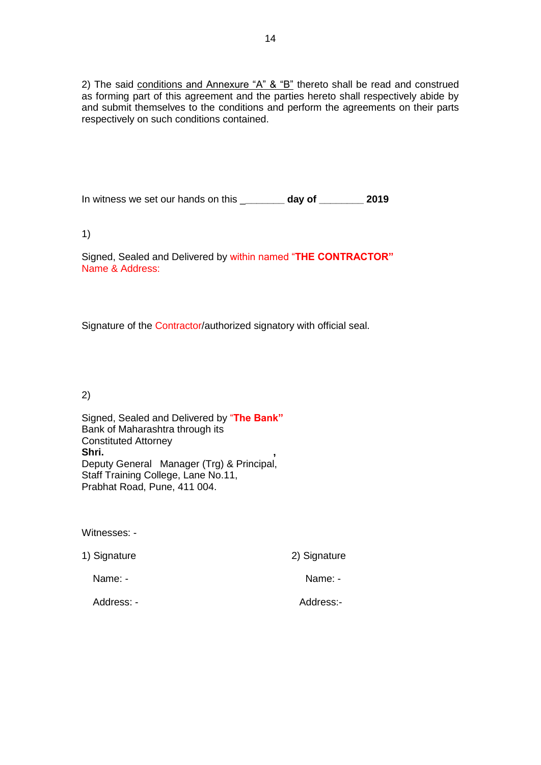2) The said conditions and Annexure “A” & “B” thereto shall be read and construed as forming part of this agreement and the parties hereto shall respectively abide by and submit themselves to the conditions and perform the agreements on their parts respectively on such conditions contained.

In witness we set our hands on this _______ **day of** ________ **2019**

1)

Signed, Sealed and Delivered by within named “**THE CONTRACTOR”**
Name & Address:

Signature of the Contractor/authorized signatory with official seal.

2)

Signed, Sealed and Delivered by “**The Bank”**
Bank of Maharashtra through its
Constituted Attorney
**Shri. ,**
Deputy General Manager (Trg) & Principal,
Staff Training College, Lane No.11,
Prabhat Road, Pune, 411 004.

Witnesses: -

| 1) Signature | 2) Signature |
|---|---|
| Name: - | Name: - |
| Address: - | Address:- |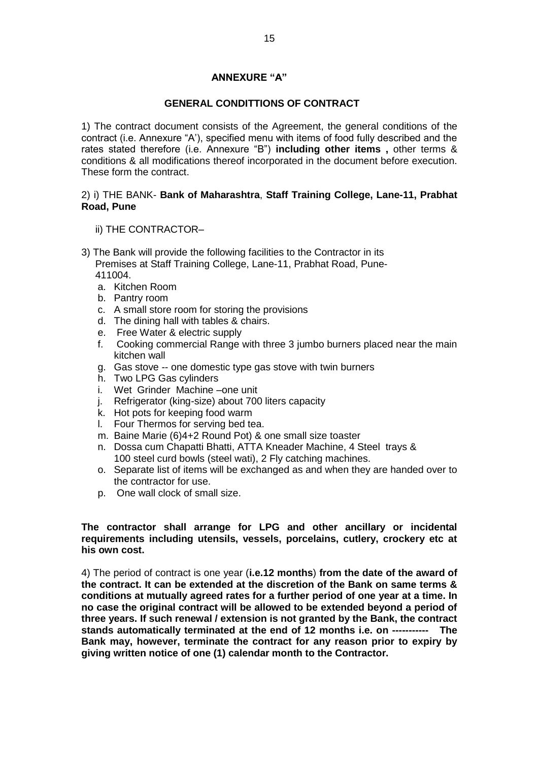## ANNEXURE "A"

## GENERAL CONDITTIONS OF CONTRACT

1) The contract document consists of the Agreement, the general conditions of the contract (i.e. Annexure "A'), specified menu with items of food fully described and the rates stated therefore (i.e. Annexure "B") **including other items ,** other terms & conditions & all modifications thereof incorporated in the document before execution. These form the contract.

2) i) THE BANK- **Bank of Maharashtra**, **Staff Training College, Lane-11, Prabhat Road, Pune**

ii) THE CONTRACTOR–

3) The Bank will provide the following facilities to the Contractor in its Premises at Staff Training College, Lane-11, Prabhat Road, Pune-411004.

a. Kitchen Room
b. Pantry room
c. A small store room for storing the provisions
d. The dining hall with tables & chairs.
e. Free Water & electric supply
f. Cooking commercial Range with three 3 jumbo burners placed near the main kitchen wall
g. Gas stove -- one domestic type gas stove with twin burners
h. Two LPG Gas cylinders
i. Wet Grinder Machine –one unit
j. Refrigerator (king-size) about 700 liters capacity
k. Hot pots for keeping food warm
l. Four Thermos for serving bed tea.
m. Baine Marie (6)4+2 Round Pot) & one small size toaster
n. Dossa cum Chapatti Bhatti, ATTA Kneader Machine, 4 Steel trays & 100 steel curd bowls (steel wati), 2 Fly catching machines.
o. Separate list of items will be exchanged as and when they are handed over to the contractor for use.
p. One wall clock of small size.

**The contractor shall arrange for LPG and other ancillary or incidental requirements including utensils, vessels, porcelains, cutlery, crockery etc at his own cost.**

4) The period of contract is one year (**i.e.12 months**) **from the date of the award of the contract. It can be extended at the discretion of the Bank on same terms & conditions at mutually agreed rates for a further period of one year at a time. In no case the original contract will be allowed to be extended beyond a period of three years. If such renewal / extension is not granted by the Bank, the contract stands automatically terminated at the end of 12 months i.e. on ---------- The Bank may, however, terminate the contract for any reason prior to expiry by giving written notice of one (1) calendar month to the Contractor.**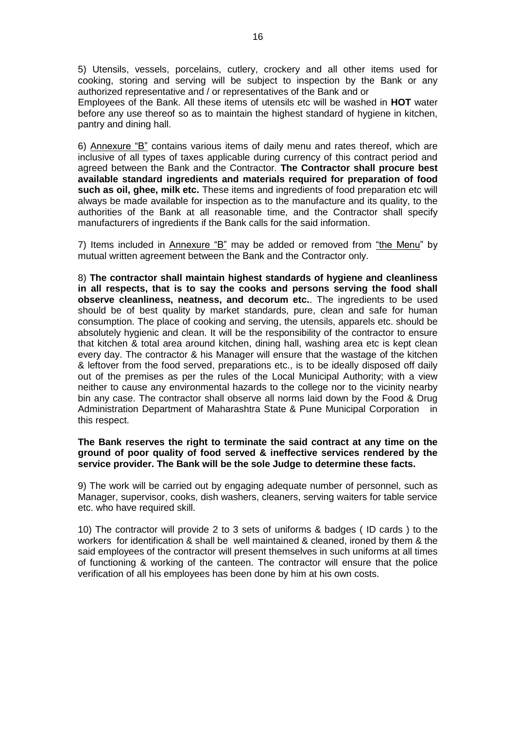5) Utensils, vessels, porcelains, cutlery, crockery and all other items used for cooking, storing and serving will be subject to inspection by the Bank or any authorized representative and / or representatives of the Bank and or
Employees of the Bank. All these items of utensils etc will be washed in **HOT** water before any use thereof so as to maintain the highest standard of hygiene in kitchen, pantry and dining hall.

6) Annexure "B" contains various items of daily menu and rates thereof, which are inclusive of all types of taxes applicable during currency of this contract period and agreed between the Bank and the Contractor. **The Contractor shall procure best available standard ingredients and materials required for preparation of food such as oil, ghee, milk etc.** These items and ingredients of food preparation etc will always be made available for inspection as to the manufacture and its quality, to the authorities of the Bank at all reasonable time, and the Contractor shall specify manufacturers of ingredients if the Bank calls for the said information.

7) Items included in Annexure "B" may be added or removed from "the Menu" by mutual written agreement between the Bank and the Contractor only.

8) **The contractor shall maintain highest standards of hygiene and cleanliness in all respects, that is to say the cooks and persons serving the food shall observe cleanliness, neatness, and decorum etc.**. The ingredients to be used should be of best quality by market standards, pure, clean and safe for human consumption. The place of cooking and serving, the utensils, apparels etc. should be absolutely hygienic and clean. It will be the responsibility of the contractor to ensure that kitchen & total area around kitchen, dining hall, washing area etc is kept clean every day. The contractor & his Manager will ensure that the wastage of the kitchen & leftover from the food served, preparations etc., is to be ideally disposed off daily out of the premises as per the rules of the Local Municipal Authority; with a view neither to cause any environmental hazards to the college nor to the vicinity nearby bin any case. The contractor shall observe all norms laid down by the Food & Drug Administration Department of Maharashtra State & Pune Municipal Corporation in this respect.

**The Bank reserves the right to terminate the said contract at any time on the ground of poor quality of food served & ineffective services rendered by the service provider. The Bank will be the sole Judge to determine these facts.**

9) The work will be carried out by engaging adequate number of personnel, such as Manager, supervisor, cooks, dish washers, cleaners, serving waiters for table service etc. who have required skill.

10) The contractor will provide 2 to 3 sets of uniforms & badges ( ID cards ) to the workers for identification & shall be well maintained & cleaned, ironed by them & the said employees of the contractor will present themselves in such uniforms at all times of functioning & working of the canteen. The contractor will ensure that the police verification of all his employees has been done by him at his own costs.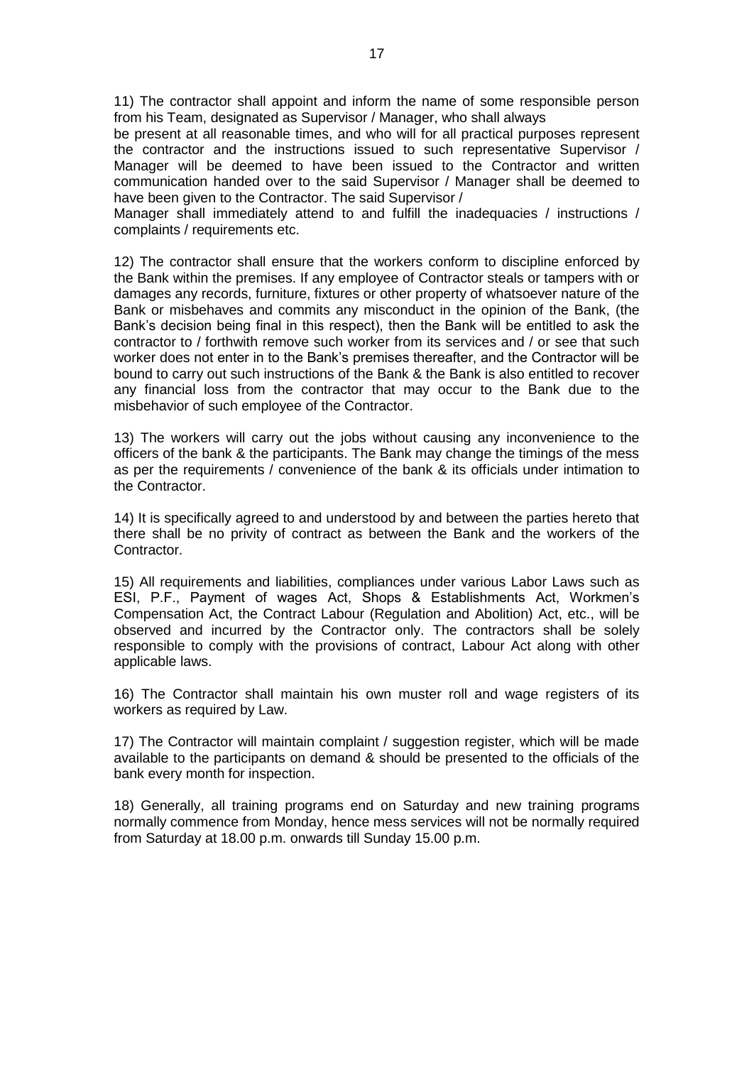11) The contractor shall appoint and inform the name of some responsible person from his Team, designated as Supervisor / Manager, who shall always be present at all reasonable times, and who will for all practical purposes represent the contractor and the instructions issued to such representative Supervisor / Manager will be deemed to have been issued to the Contractor and written communication handed over to the said Supervisor / Manager shall be deemed to have been given to the Contractor. The said Supervisor / Manager shall immediately attend to and fulfill the inadequacies / instructions / complaints / requirements etc.

12) The contractor shall ensure that the workers conform to discipline enforced by the Bank within the premises. If any employee of Contractor steals or tampers with or damages any records, furniture, fixtures or other property of whatsoever nature of the Bank or misbehaves and commits any misconduct in the opinion of the Bank, (the Bank's decision being final in this respect), then the Bank will be entitled to ask the contractor to / forthwith remove such worker from its services and / or see that such worker does not enter in to the Bank's premises thereafter, and the Contractor will be bound to carry out such instructions of the Bank & the Bank is also entitled to recover any financial loss from the contractor that may occur to the Bank due to the misbehavior of such employee of the Contractor.

13) The workers will carry out the jobs without causing any inconvenience to the officers of the bank & the participants. The Bank may change the timings of the mess as per the requirements / convenience of the bank & its officials under intimation to the Contractor.

14) It is specifically agreed to and understood by and between the parties hereto that there shall be no privity of contract as between the Bank and the workers of the Contractor.

15) All requirements and liabilities, compliances under various Labor Laws such as ESI, P.F., Payment of wages Act, Shops & Establishments Act, Workmen's Compensation Act, the Contract Labour (Regulation and Abolition) Act, etc., will be observed and incurred by the Contractor only. The contractors shall be solely responsible to comply with the provisions of contract, Labour Act along with other applicable laws.

16) The Contractor shall maintain his own muster roll and wage registers of its workers as required by Law.

17) The Contractor will maintain complaint / suggestion register, which will be made available to the participants on demand & should be presented to the officials of the bank every month for inspection.

18) Generally, all training programs end on Saturday and new training programs normally commence from Monday, hence mess services will not be normally required from Saturday at 18.00 p.m. onwards till Sunday 15.00 p.m.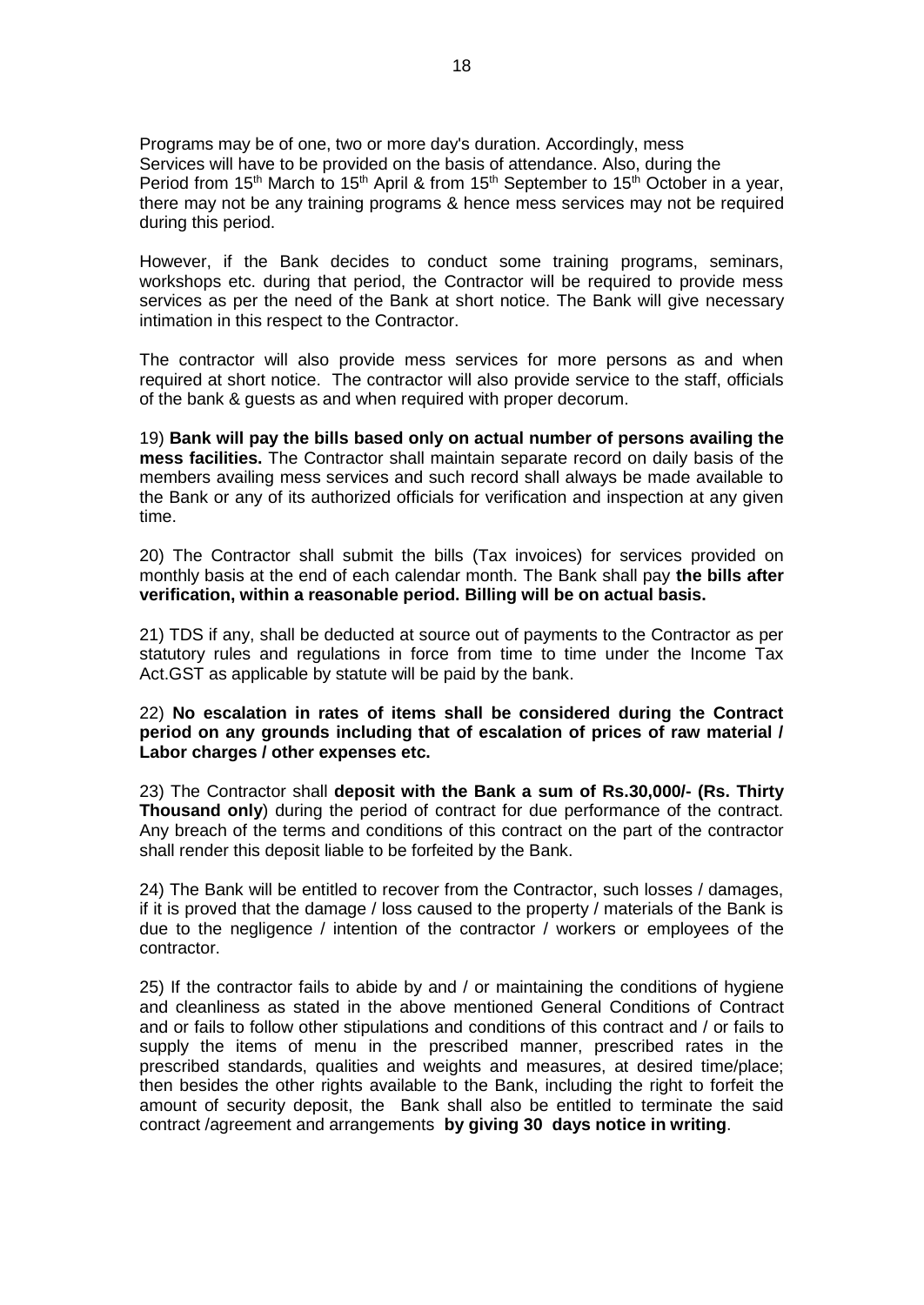Programs may be of one, two or more day's duration. Accordingly, mess Services will have to be provided on the basis of attendance. Also, during the Period from 15th March to 15th April & from 15th September to 15th October in a year, there may not be any training programs & hence mess services may not be required during this period.

However, if the Bank decides to conduct some training programs, seminars, workshops etc. during that period, the Contractor will be required to provide mess services as per the need of the Bank at short notice. The Bank will give necessary intimation in this respect to the Contractor.

The contractor will also provide mess services for more persons as and when required at short notice. The contractor will also provide service to the staff, officials of the bank & guests as and when required with proper decorum.

19) **Bank will pay the bills based only on actual number of persons availing the mess facilities.** The Contractor shall maintain separate record on daily basis of the members availing mess services and such record shall always be made available to the Bank or any of its authorized officials for verification and inspection at any given time.

20) The Contractor shall submit the bills (Tax invoices) for services provided on monthly basis at the end of each calendar month. The Bank shall pay **the bills after verification, within a reasonable period. Billing will be on actual basis.**

21) TDS if any, shall be deducted at source out of payments to the Contractor as per statutory rules and regulations in force from time to time under the Income Tax Act.GST as applicable by statute will be paid by the bank.

22) **No escalation in rates of items shall be considered during the Contract period on any grounds including that of escalation of prices of raw material / Labor charges / other expenses etc.**

23) The Contractor shall **deposit with the Bank a sum of Rs.30,000/- (Rs. Thirty Thousand only**) during the period of contract for due performance of the contract. Any breach of the terms and conditions of this contract on the part of the contractor shall render this deposit liable to be forfeited by the Bank.

24) The Bank will be entitled to recover from the Contractor, such losses / damages, if it is proved that the damage / loss caused to the property / materials of the Bank is due to the negligence / intention of the contractor / workers or employees of the contractor.

25) If the contractor fails to abide by and / or maintaining the conditions of hygiene and cleanliness as stated in the above mentioned General Conditions of Contract and or fails to follow other stipulations and conditions of this contract and / or fails to supply the items of menu in the prescribed manner, prescribed rates in the prescribed standards, qualities and weights and measures, at desired time/place; then besides the other rights available to the Bank, including the right to forfeit the amount of security deposit, the Bank shall also be entitled to terminate the said contract /agreement and arrangements **by giving 30 days notice in writing**.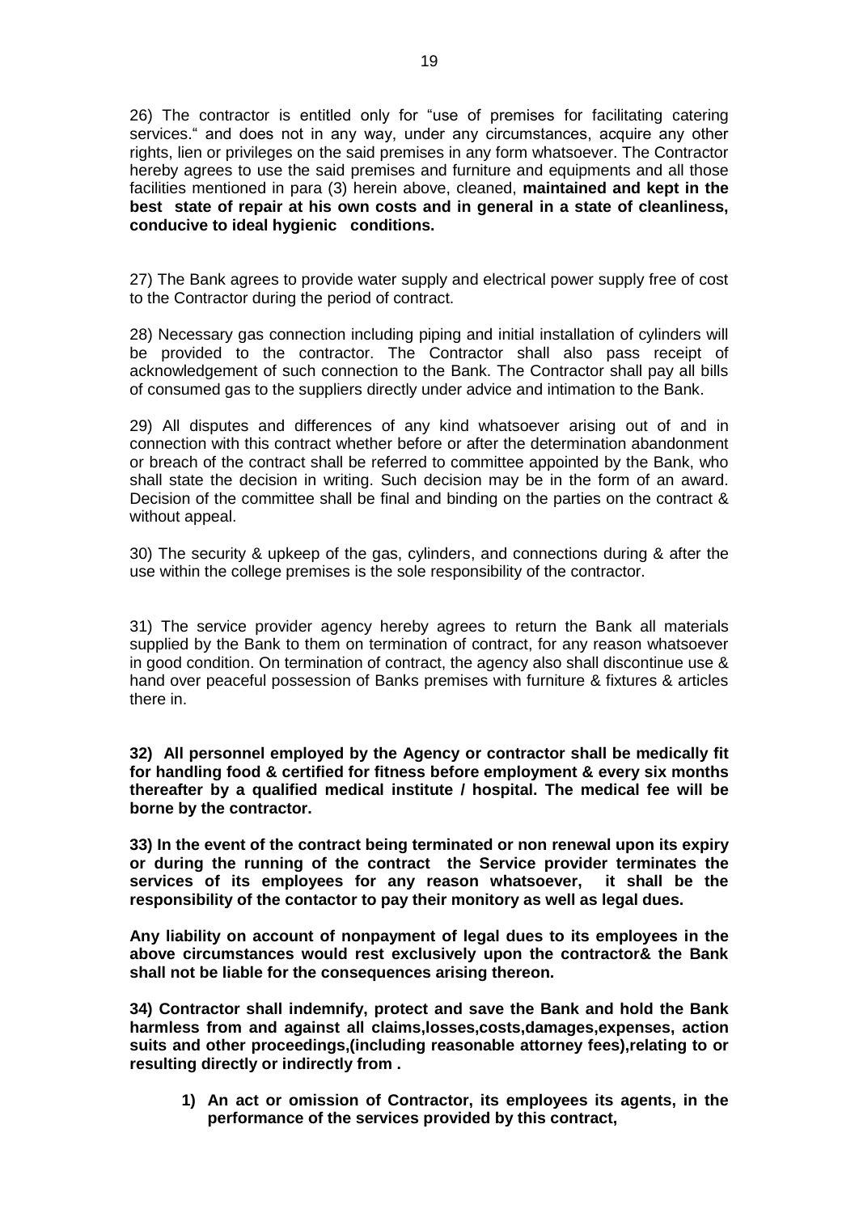26) The contractor is entitled only for "use of premises for facilitating catering services." and does not in any way, under any circumstances, acquire any other rights, lien or privileges on the said premises in any form whatsoever. The Contractor hereby agrees to use the said premises and furniture and equipments and all those facilities mentioned in para (3) herein above, cleaned, **maintained and kept in the best state of repair at his own costs and in general in a state of cleanliness, conducive to ideal hygienic conditions.**

27) The Bank agrees to provide water supply and electrical power supply free of cost to the Contractor during the period of contract.

28) Necessary gas connection including piping and initial installation of cylinders will be provided to the contractor. The Contractor shall also pass receipt of acknowledgement of such connection to the Bank. The Contractor shall pay all bills of consumed gas to the suppliers directly under advice and intimation to the Bank.

29) All disputes and differences of any kind whatsoever arising out of and in connection with this contract whether before or after the determination abandonment or breach of the contract shall be referred to committee appointed by the Bank, who shall state the decision in writing. Such decision may be in the form of an award. Decision of the committee shall be final and binding on the parties on the contract & without appeal.

30) The security & upkeep of the gas, cylinders, and connections during & after the use within the college premises is the sole responsibility of the contractor.

31) The service provider agency hereby agrees to return the Bank all materials supplied by the Bank to them on termination of contract, for any reason whatsoever in good condition. On termination of contract, the agency also shall discontinue use & hand over peaceful possession of Banks premises with furniture & fixtures & articles there in.

**32) All personnel employed by the Agency or contractor shall be medically fit for handling food & certified for fitness before employment & every six months thereafter by a qualified medical institute / hospital. The medical fee will be borne by the contractor.**

**33) In the event of the contract being terminated or non renewal upon its expiry or during the running of the contract the Service provider terminates the services of its employees for any reason whatsoever, it shall be the responsibility of the contactor to pay their monitory as well as legal dues.**

**Any liability on account of nonpayment of legal dues to its employees in the above circumstances would rest exclusively upon the contractor& the Bank shall not be liable for the consequences arising thereon.**

**34) Contractor shall indemnify, protect and save the Bank and hold the Bank harmless from and against all claims,losses,costs,damages,expenses, action suits and other proceedings,(including reasonable attorney fees),relating to or resulting directly or indirectly from .**

1) **An act or omission of Contractor, its employees its agents, in the performance of the services provided by this contract,**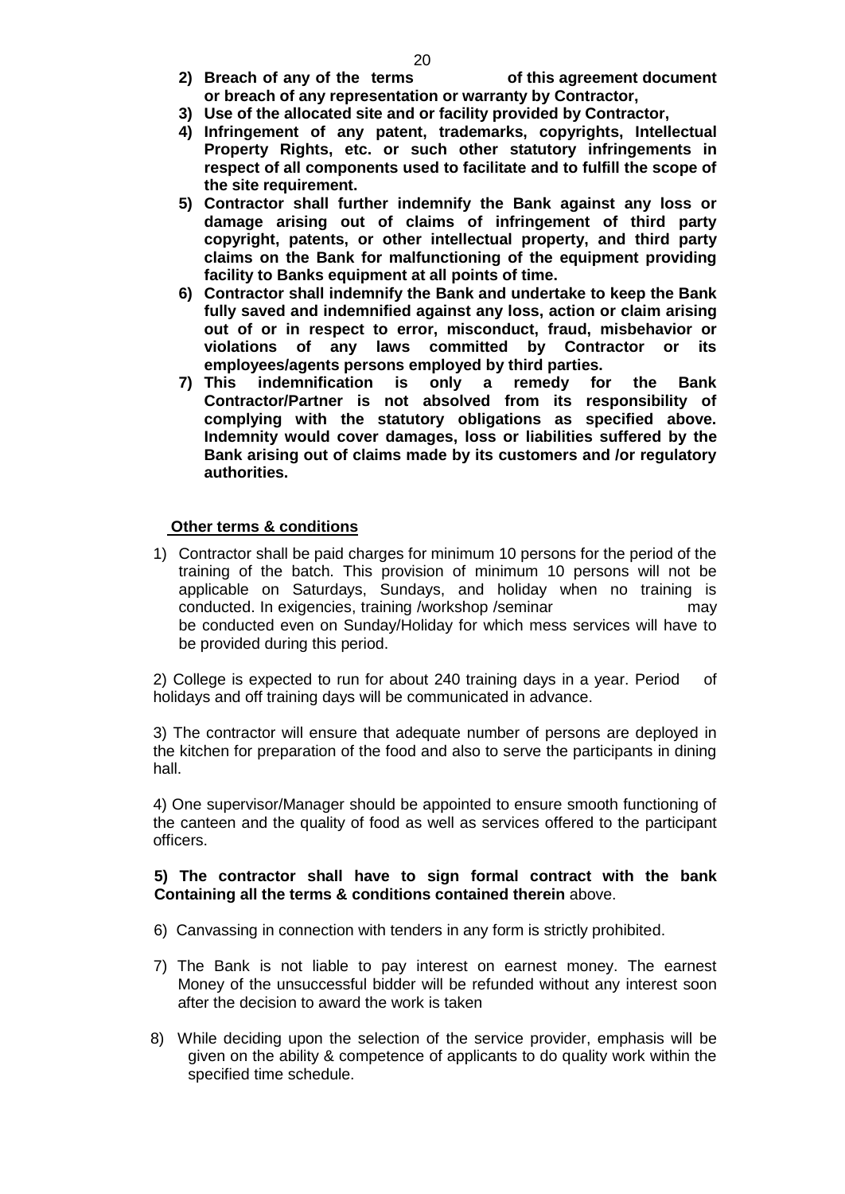2) **Breach of any of the terms of this agreement document or breach of any representation or warranty by Contractor,**
3) **Use of the allocated site and or facility provided by Contractor,**
4) **Infringement of any patent, trademarks, copyrights, Intellectual Property Rights, etc. or such other statutory infringements in respect of all components used to facilitate and to fulfill the scope of the site requirement.**
5) **Contractor shall further indemnify the Bank against any loss or damage arising out of claims of infringement of third party copyright, patents, or other intellectual property, and third party claims on the Bank for malfunctioning of the equipment providing facility to Banks equipment at all points of time.**
6) **Contractor shall indemnify the Bank and undertake to keep the Bank fully saved and indemnified against any loss, action or claim arising out of or in respect to error, misconduct, fraud, misbehavior or violations of any laws committed by Contractor or its employees/agents persons employed by third parties.**
7) **This indemnification is only a remedy for the Bank Contractor/Partner is not absolved from its responsibility of complying with the statutory obligations as specified above. Indemnity would cover damages, loss or liabilities suffered by the Bank arising out of claims made by its customers and /or regulatory authorities.**

**Other terms & conditions**

1) Contractor shall be paid charges for minimum 10 persons for the period of the training of the batch. This provision of minimum 10 persons will not be applicable on Saturdays, Sundays, and holiday when no training is conducted. In exigencies, training /workshop /seminar may be conducted even on Sunday/Holiday for which mess services will have to be provided during this period.

2) College is expected to run for about 240 training days in a year. Period of holidays and off training days will be communicated in advance.

3) The contractor will ensure that adequate number of persons are deployed in the kitchen for preparation of the food and also to serve the participants in dining hall.

4) One supervisor/Manager should be appointed to ensure smooth functioning of the canteen and the quality of food as well as services offered to the participant officers.

**5) The contractor shall have to sign formal contract with the bank Containing all the terms & conditions contained therein** above.

6) Canvassing in connection with tenders in any form is strictly prohibited.

7) The Bank is not liable to pay interest on earnest money. The earnest Money of the unsuccessful bidder will be refunded without any interest soon after the decision to award the work is taken

8) While deciding upon the selection of the service provider, emphasis will be given on the ability & competence of applicants to do quality work within the specified time schedule.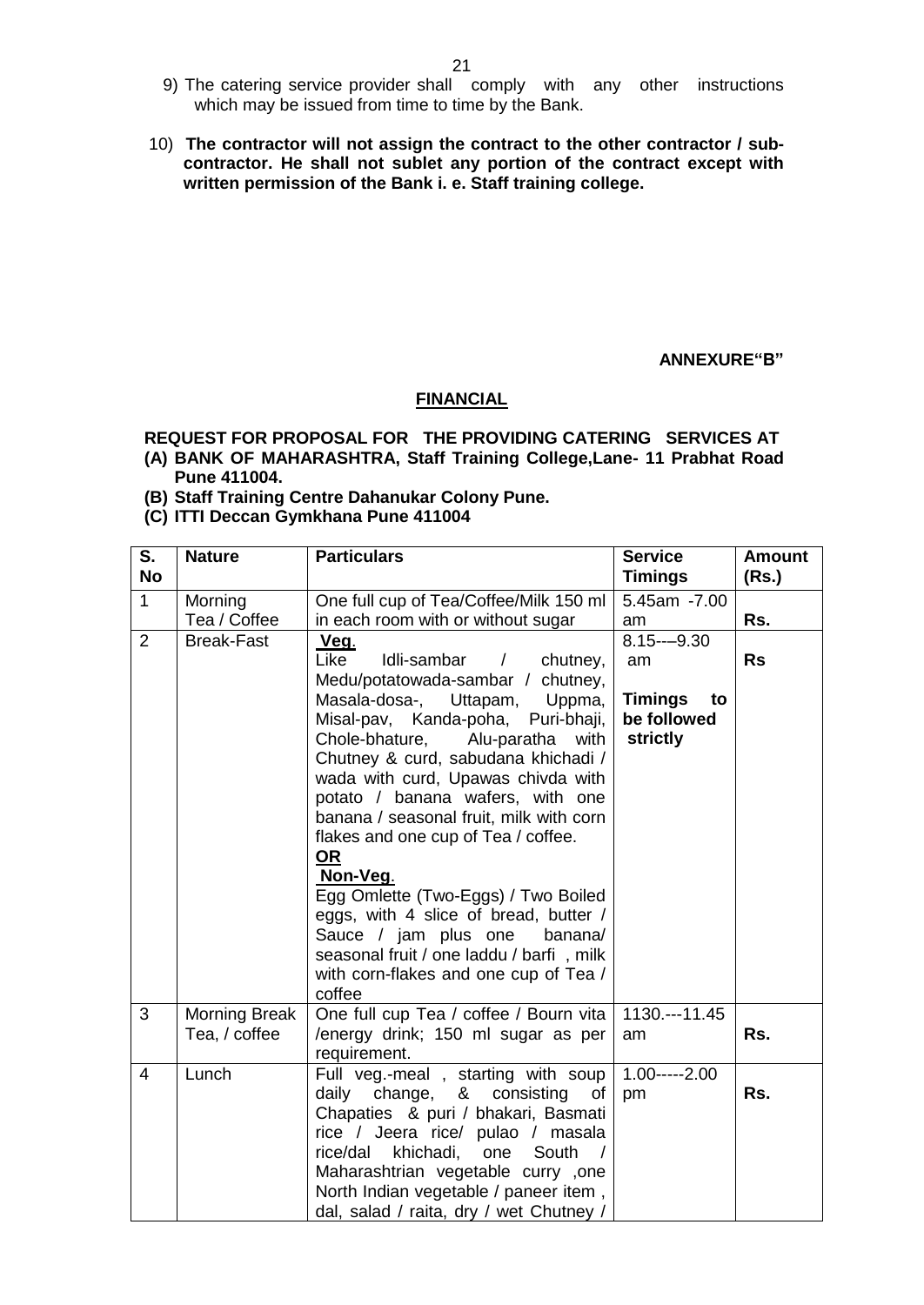9) The catering service provider shall comply with any other instructions which may be issued from time to time by the Bank.

10) **The contractor will not assign the contract to the other contractor / sub-contractor. He shall not sublet any portion of the contract except with written permission of the Bank i. e. Staff training college.**

**ANNEXURE"B"**

## FINANCIAL

**REQUEST FOR PROPOSAL FOR THE PROVIDING CATERING SERVICES AT**

**(A) BANK OF MAHARASHTRA, Staff Training College,Lane- 11 Prabhat Road Pune 411004.**

**(B) Staff Training Centre Dahanukar Colony Pune.**

**(C) ITTI Deccan Gymkhana Pune 411004**

| S. No | Nature | Particulars | Service Timings | Amount (Rs.) |
|---|---|---|---|---|
| 1 | Morning Tea / Coffee | One full cup of Tea/Coffee/Milk 150 ml in each room with or without sugar | 5.45am -7.00 am | Rs. |
| 2 | Break-Fast | **Veg.** Like Idli-sambar / chutney, Medu/potatowada-sambar / chutney, Masala-dosa-, Uttapam, Uppma, Misal-pav, Kanda-poha, Puri-bhaji, Chole-bhature, Alu-paratha with Chutney & curd, sabudana khichadi / wada with curd, Upawas chivda with potato / banana wafers, with one banana / seasonal fruit, milk with corn flakes and one cup of Tea / coffee. **OR** **Non-Veg.** Egg Omlette (Two-Eggs) / Two Boiled eggs, with 4 slice of bread, butter / Sauce / jam plus one banana/ seasonal fruit / one laddu / barfi , milk with corn-flakes and one cup of Tea / coffee | 8.15-–9.30 am **Timings to be followed strictly** | **Rs** |
| 3 | Morning Break Tea, / coffee | One full cup Tea / coffee / Bourn vita /energy drink; 150 ml sugar as per requirement. | 1130.---11.45 am | Rs. |
| 4 | Lunch | Full veg.-meal , starting with soup daily change, & consisting of Chapaties & puri / bhakari, Basmati rice / Jeera rice/ pulao / masala rice/dal khichadi, one South / Maharashtrian vegetable curry ,one North Indian vegetable / paneer item , dal, salad / raita, dry / wet Chutney / | 1.00-----2.00 pm | Rs. |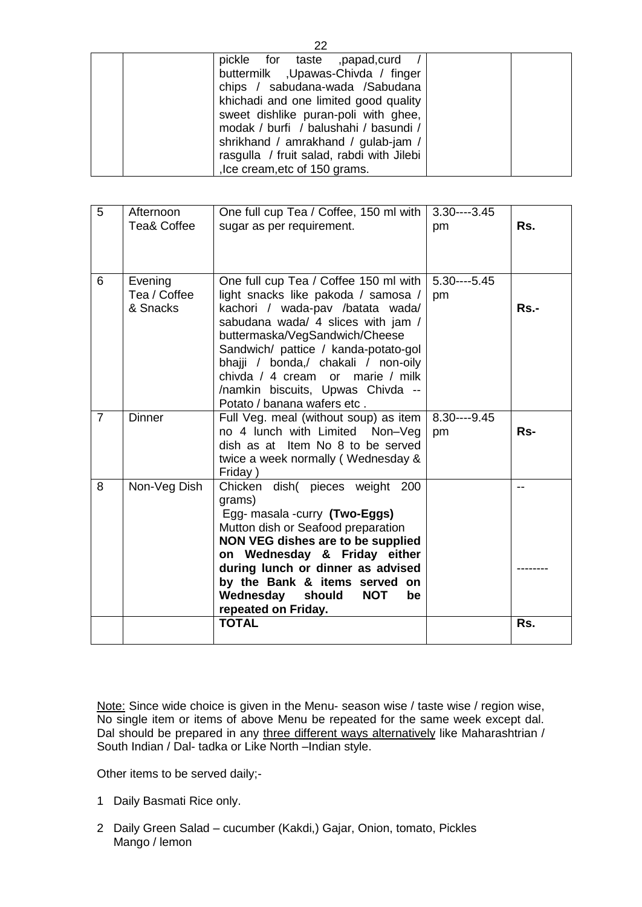| | | | | |
|---|---|---|---|---|
| | | pickle for taste ,papad,curd / buttermilk ,Upawas-Chivda / finger chips / sabudana-wada /Sabudana khichadi and one limited good quality sweet dishlike puran-poli with ghee, modak / burfi / balushahi / basundi / shrikhand / amrakhand / gulab-jam / rasgulla / fruit salad, rabdi with Jilebi ,Ice cream,etc of 150 grams. | | |

| | | | | |
|---|---|---|---|---|
| 5 | Afternoon Tea& Coffee | One full cup Tea / Coffee, 150 ml with sugar as per requirement. | 3.30----3.45 pm | Rs. |
| 6 | Evening Tea / Coffee & Snacks | One full cup Tea / Coffee 150 ml with light snacks like pakoda / samosa / kachori / wada-pav /batata wada/ sabudana wada/ 4 slices with jam / buttermaska/VegSandwich/Cheese Sandwich/ pattice / kanda-potato-gol bhajji / bonda,/ chakali / non-oily chivda / 4 cream or marie / milk /namkin biscuits, Upwas Chivda -- Potato / banana wafers etc . | 5.30----5.45 pm | Rs.- |
| 7 | Dinner | Full Veg. meal (without soup) as item no 4 lunch with Limited Non–Veg dish as at Item No 8 to be served twice a week normally ( Wednesday & Friday ) | 8.30----9.45 pm | Rs- |
| 8 | Non-Veg Dish | Chicken dish( pieces weight 200 grams)<br>Egg- masala -curry **(Two-Eggs)**<br>Mutton dish or Seafood preparation<br>**NON VEG dishes are to be supplied on Wednesday & Friday either during lunch or dinner as advised by the Bank & items served on Wednesday should NOT be repeated on Friday.** | | --<br>-------- |
| | | **TOTAL** | | **Rs.** |

Note: Since wide choice is given in the Menu- season wise / taste wise / region wise, No single item or items of above Menu be repeated for the same week except dal. Dal should be prepared in any three different ways alternatively like Maharashtrian / South Indian / Dal- tadka or Like North –Indian style.

Other items to be served daily;-

1 Daily Basmati Rice only.

2 Daily Green Salad – cucumber (Kakdi,) Gajar, Onion, tomato, Pickles Mango / lemon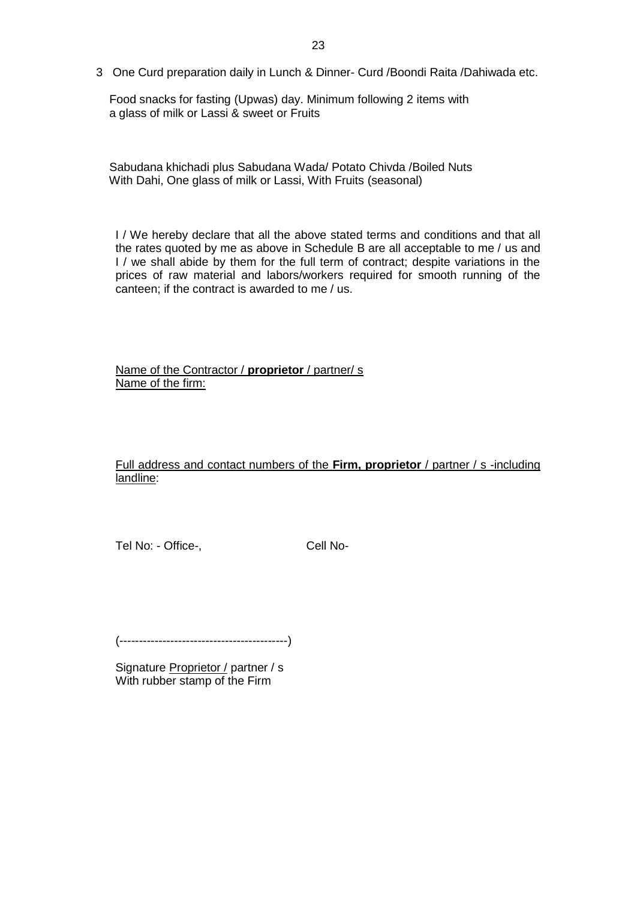3 One Curd preparation daily in Lunch & Dinner- Curd /Boondi Raita /Dahiwada etc.

Food snacks for fasting (Upwas) day. Minimum following 2 items with a glass of milk or Lassi & sweet or Fruits

Sabudana khichadi plus Sabudana Wada/ Potato Chivda /Boiled Nuts With Dahi, One glass of milk or Lassi, With Fruits (seasonal)

I / We hereby declare that all the above stated terms and conditions and that all the rates quoted by me as above in Schedule B are all acceptable to me / us and I / we shall abide by them for the full term of contract; despite variations in the prices of raw material and labors/workers required for smooth running of the canteen; if the contract is awarded to me / us.

Name of the Contractor / **proprietor** / partner/ s
Name of the firm:

Full address and contact numbers of the **Firm, proprietor** / partner / s -including landline:

Tel No: - Office-, Cell No-

(-------------------------------------------)

Signature Proprietor / partner / s
With rubber stamp of the Firm